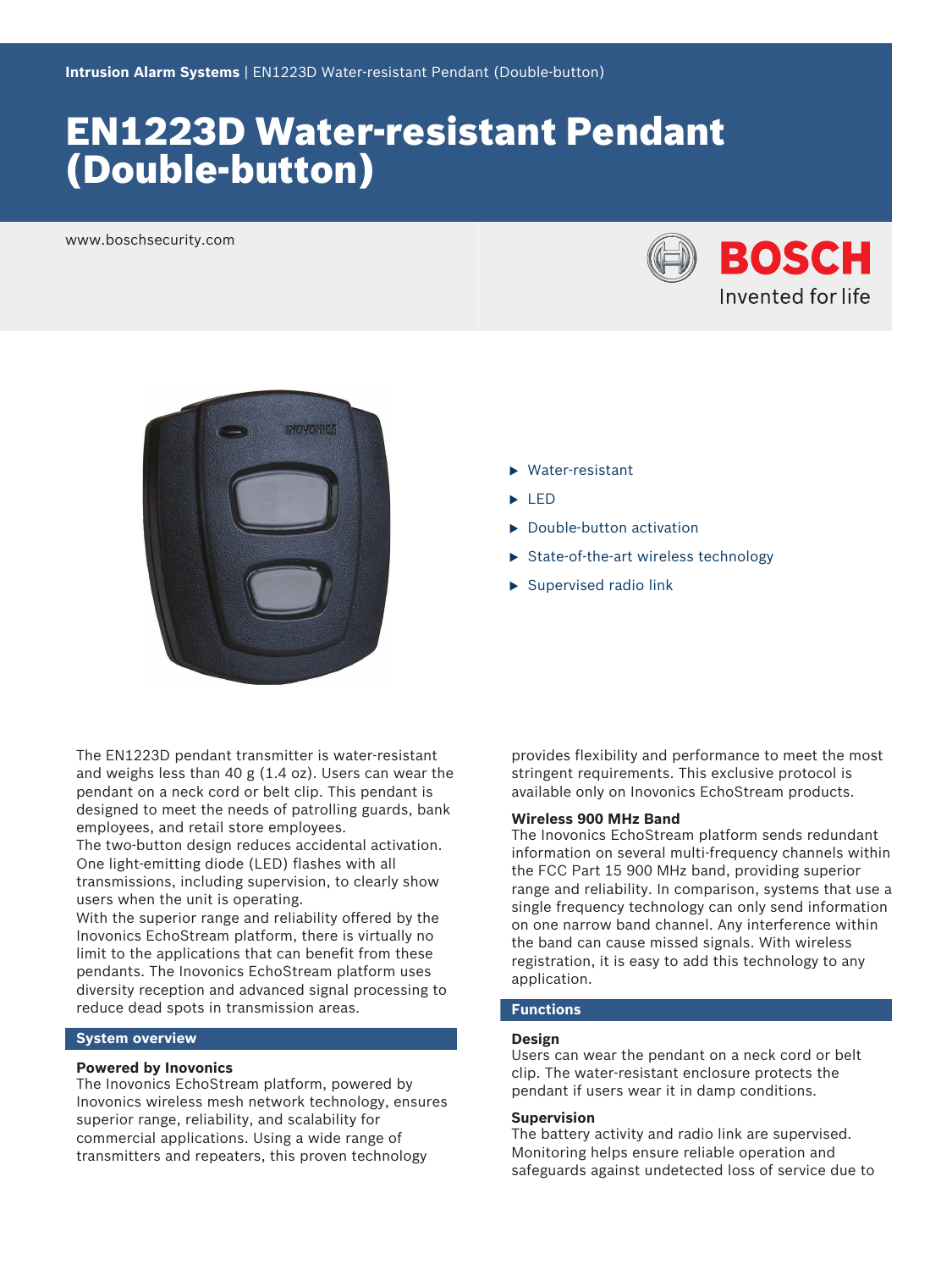Intrusion Alarm Systems | EN1223D Water-resistant Pendant (Double-button)

# EN1223D Water-resistant Pendant (Double-button)

www.boschsecurity.com

- Water-resistant
- LED
- Double-button activation
- State-of-the-art wireless technology
- Supervised radio link

The EN1223D pendant transmitter is water-resistant and weighs less than 40 g (1.4 oz). Users can wear the pendant on a neck cord or belt clip. This pendant is designed to meet the needs of patrolling guards, bank employees, and retail store employees.

The two-button design reduces accidental activation. One light-emitting diode (LED) flashes with all transmissions, including supervision, to clearly show users when the unit is operating.

With the superior range and reliability offered by the Inovonics EchoStream platform, there is virtually no limit to the applications that can benefit from these pendants. The Inovonics EchoStream platform uses diversity reception and advanced signal processing to reduce dead spots in transmission areas.

## System overview

### Powered by Inovonics

The Inovonics EchoStream platform, powered by Inovonics wireless mesh network technology, ensures superior range, reliability, and scalability for commercial applications. Using a wide range of transmitters and repeaters, this proven technology provides flexibility and performance to meet the most stringent requirements. This exclusive protocol is available only on Inovonics EchoStream products.

### Wireless 900 MHz Band

The Inovonics EchoStream platform sends redundant information on several multi-frequency channels within the FCC Part 15 900 MHz band, providing superior range and reliability. In comparison, systems that use a single frequency technology can only send information on one narrow band channel. Any interference within the band can cause missed signals. With wireless registration, it is easy to add this technology to any application.

## Functions

### Design

Users can wear the pendant on a neck cord or belt clip. The water-resistant enclosure protects the pendant if users wear it in damp conditions.

### Supervision

The battery activity and radio link are supervised. Monitoring helps ensure reliable operation and safeguards against undetected loss of service due to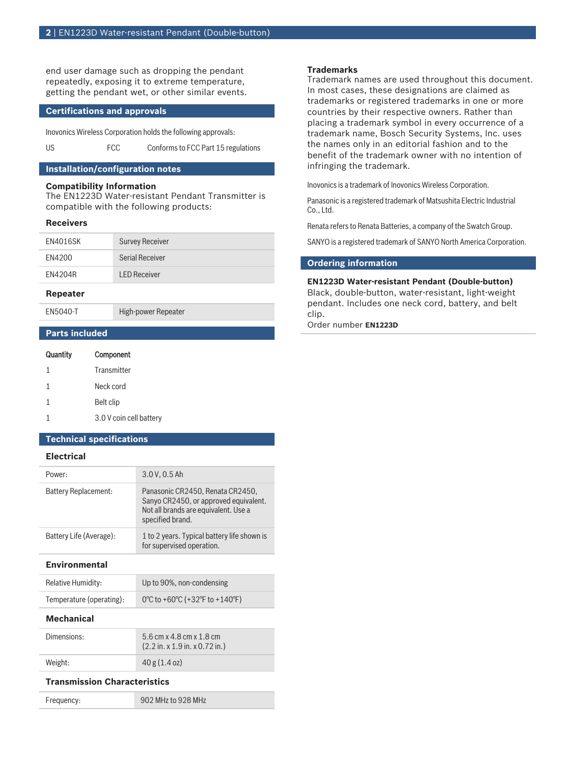end user damage such as dropping the pendant repeatedly, exposing it to extreme temperature, getting the pendant wet, or other similar events.

## Certifications and approvals

Inovonics Wireless Corporation holds the following approvals:

| | | |
|---|---|---|
| US | FCC | Conforms to FCC Part 15 regulations |

## Installation/configuration notes

**Compatibility Information**
The EN1223D Water-resistant Pendant Transmitter is compatible with the following products:

### Receivers

| | |
|---|---|
| EN4016SK | Survey Receiver |
| EN4200 | Serial Receiver |
| EN4204R | LED Receiver |

### Repeater

| | |
|---|---|
| EN5040-T | High-power Repeater |

## Parts included

| Quantity | Component |
|---|---|
| 1 | Transmitter |
| 1 | Neck cord |
| 1 | Belt clip |
| 1 | 3.0 V coin cell battery |

## Technical specifications

### Electrical

| | |
|---|---|
| Power: | 3.0 V, 0.5 Ah |
| Battery Replacement: | Panasonic CR2450, Renata CR2450, Sanyo CR2450, or approved equivalent. Not all brands are equivalent. Use a specified brand. |
| Battery Life (Average): | 1 to 2 years. Typical battery life shown is for supervised operation. |

### Environmental

| | |
|---|---|
| Relative Humidity: | Up to 90%, non-condensing |
| Temperature (operating): | 0°C to +60°C (+32°F to +140°F) |

### Mechanical

| | |
|---|---|
| Dimensions: | 5.6 cm x 4.8 cm x 1.8 cm (2.2 in. x 1.9 in. x 0.72 in.) |
| Weight: | 40 g (1.4 oz) |

### Transmission Characteristics

| | |
|---|---|
| Frequency: | 902 MHz to 928 MHz |

**Trademarks**
Trademark names are used throughout this document. In most cases, these designations are claimed as trademarks or registered trademarks in one or more countries by their respective owners. Rather than placing a trademark symbol in every occurrence of a trademark name, Bosch Security Systems, Inc. uses the names only in an editorial fashion and to the benefit of the trademark owner with no intention of infringing the trademark.

Inovonics is a trademark of Inovonics Wireless Corporation.

Panasonic is a registered trademark of Matsushita Electric Industrial Co., Ltd.

Renata refers to Renata Batteries, a company of the Swatch Group.

SANYO is a registered trademark of SANYO North America Corporation.

## Ordering information

**EN1223D Water-resistant Pendant (Double-button)**
Black, double-button, water-resistant, light-weight pendant. Includes one neck cord, battery, and belt clip.
Order number **EN1223D**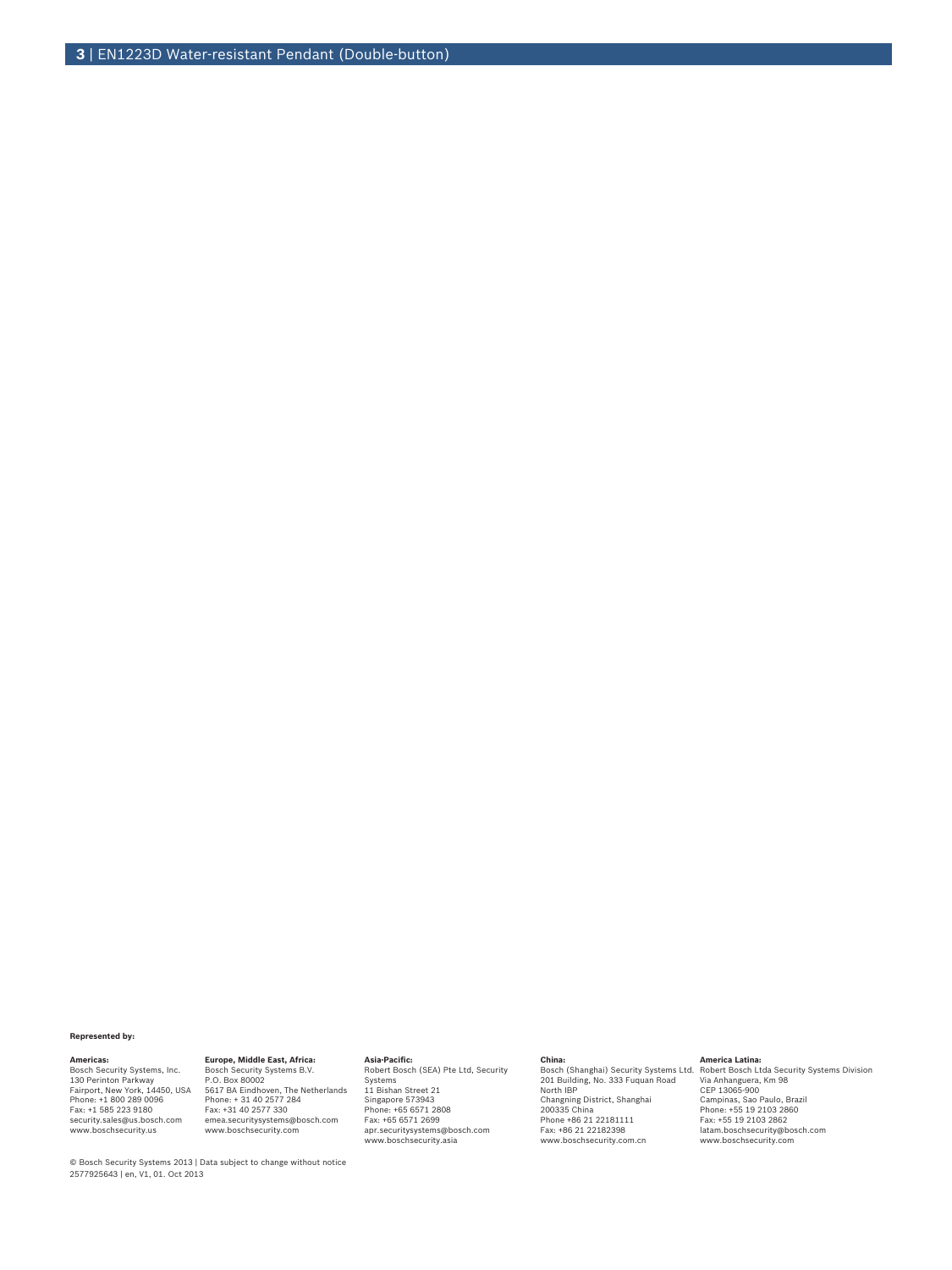**Represented by:**

**Americas:**
Bosch Security Systems, Inc.
130 Perinton Parkway
Fairport, New York, 14450, USA
Phone: +1 800 289 0096
Fax: +1 585 223 9180
security.sales@us.bosch.com
www.boschsecurity.us

**Europe, Middle East, Africa:**
Bosch Security Systems B.V.
P.O. Box 80002
5617 BA Eindhoven, The Netherlands
Phone: + 31 40 2577 284
Fax: +31 40 2577 330
emea.securitysystems@bosch.com
www.boschsecurity.com

**Asia-Pacific:**
Robert Bosch (SEA) Pte Ltd, Security Systems
11 Bishan Street 21
Singapore 573943
Phone: +65 6571 2808
Fax: +65 6571 2699
apr.securitysystems@bosch.com
www.boschsecurity.asia

**China:**
Bosch (Shanghai) Security Systems Ltd.
201 Building, No. 333 Fuquan Road
North IBP
Changning District, Shanghai
200335 China
Phone +86 21 22181111
Fax: +86 21 22182398
www.boschsecurity.com.cn

**America Latina:**
Robert Bosch Ltda Security Systems Division
Via Anhanguera, Km 98
CEP 13065-900
Campinas, Sao Paulo, Brazil
Phone: +55 19 2103 2860
Fax: +55 19 2103 2862
latam.boschsecurity@bosch.com
www.boschsecurity.com

© Bosch Security Systems 2013 | Data subject to change without notice
2577925643 | en, V1, 01. Oct 2013